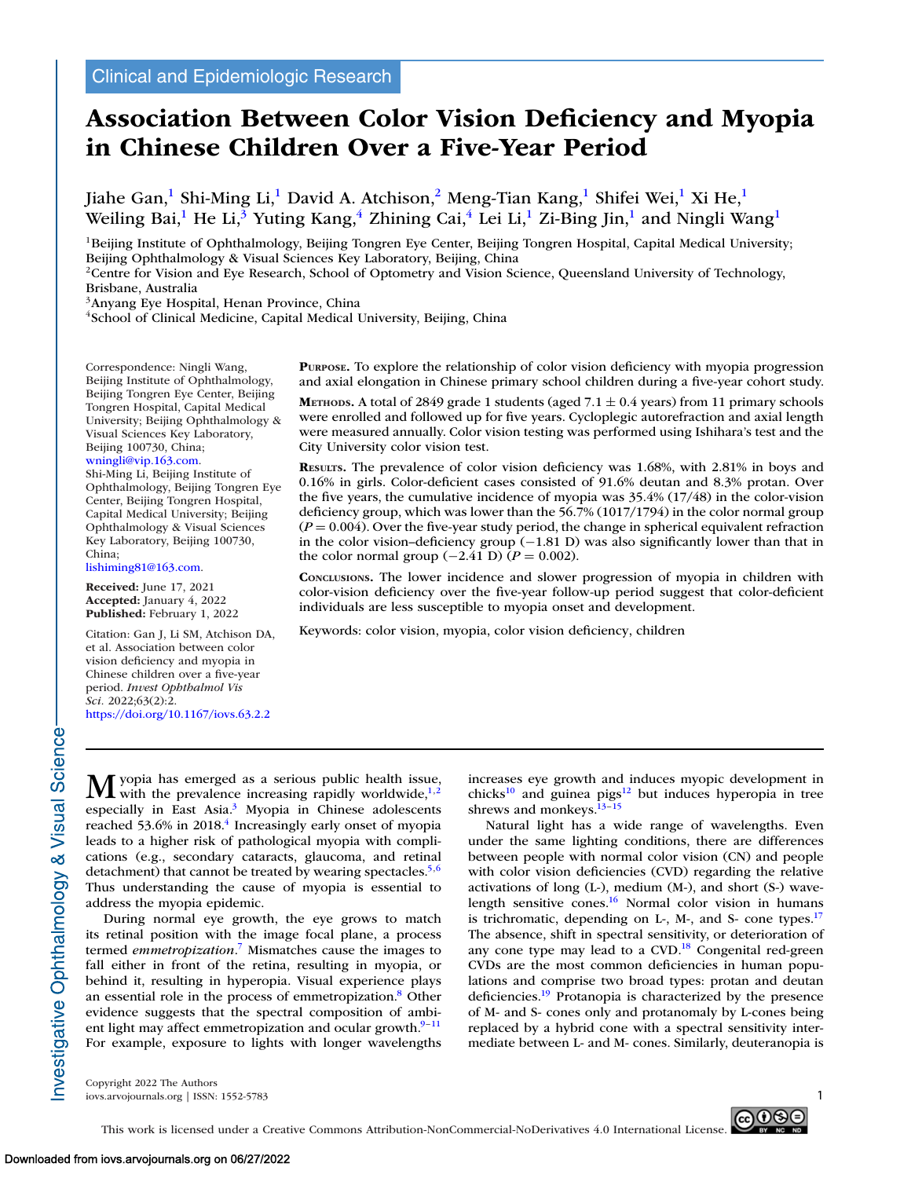Clinical and Epidemiologic Research

# Association Between Color Vision Deficiency and Myopia in Chinese Children Over a Five-Year Period

Jiahe Gan,[1] Shi-Ming Li,[1] David A. Atchison,[2] Meng-Tian Kang,[1] Shifei Wei,[1] Xi He,[1] Weiling Bai,[1] He Li,[3] Yuting Kang,[4] Zhining Cai,[4] Lei Li,[1] Zi-Bing Jin,[1] and Ningli Wang[1]

[1]Beijing Institute of Ophthalmology, Beijing Tongren Eye Center, Beijing Tongren Hospital, Capital Medical University; Beijing Ophthalmology & Visual Sciences Key Laboratory, Beijing, China
[2]Centre for Vision and Eye Research, School of Optometry and Vision Science, Queensland University of Technology, Brisbane, Australia
[3]Anyang Eye Hospital, Henan Province, China
[4]School of Clinical Medicine, Capital Medical University, Beijing, China

Correspondence: Ningli Wang, Beijing Institute of Ophthalmology, Beijing Tongren Eye Center, Beijing Tongren Hospital, Capital Medical University; Beijing Ophthalmology & Visual Sciences Key Laboratory, Beijing 100730, China; wningli@vip.163.com.
Shi-Ming Li, Beijing Institute of Ophthalmology, Beijing Tongren Eye Center, Beijing Tongren Hospital, Capital Medical University; Beijing Ophthalmology & Visual Sciences Key Laboratory, Beijing 100730, China; lishiming81@163.com.

**Received:** June 17, 2021
**Accepted:** January 4, 2022
**Published:** February 1, 2022

Citation: Gan J, Li SM, Atchison DA, et al. Association between color vision deficiency and myopia in Chinese children over a five-year period. *Invest Ophthalmol Vis Sci.* 2022;63(2):2. https://doi.org/10.1167/iovs.63.2.2

**Purpose.** To explore the relationship of color vision deficiency with myopia progression and axial elongation in Chinese primary school children during a five-year cohort study.

**Methods.** A total of 2849 grade 1 students (aged 7.1 ± 0.4 years) from 11 primary schools were enrolled and followed up for five years. Cycloplegic autorefraction and axial length were measured annually. Color vision testing was performed using Ishihara's test and the City University color vision test.

**Results.** The prevalence of color vision deficiency was 1.68%, with 2.81% in boys and 0.16% in girls. Color-deficient cases consisted of 91.6% deutan and 8.3% protan. Over the five years, the cumulative incidence of myopia was 35.4% (17/48) in the color-vision deficiency group, which was lower than the 56.7% (1017/1794) in the color normal group ($P = 0.004$). Over the five-year study period, the change in spherical equivalent refraction in the color vision–deficiency group (−1.81 D) was also significantly lower than that in the color normal group (−2.41 D) ($P = 0.002$).

**Conclusions.** The lower incidence and slower progression of myopia in children with color-vision deficiency over the five-year follow-up period suggest that color-deficient individuals are less susceptible to myopia onset and development.

Keywords: color vision, myopia, color vision deficiency, children

Myopia has emerged as a serious public health issue, with the prevalence increasing rapidly worldwide,[1,2] especially in East Asia.[3] Myopia in Chinese adolescents reached 53.6% in 2018.[4] Increasingly early onset of myopia leads to a higher risk of pathological myopia with complications (e.g., secondary cataracts, glaucoma, and retinal detachment) that cannot be treated by wearing spectacles.[5,6] Thus understanding the cause of myopia is essential to address the myopia epidemic.

During normal eye growth, the eye grows to match its retinal position with the image focal plane, a process termed *emmetropization*.[7] Mismatches cause the images to fall either in front of the retina, resulting in myopia, or behind it, resulting in hyperopia. Visual experience plays an essential role in the process of emmetropization.[8] Other evidence suggests that the spectral composition of ambient light may affect emmetropization and ocular growth.[9–11] For example, exposure to lights with longer wavelengths increases eye growth and induces myopic development in chicks[10] and guinea pigs[12] but induces hyperopia in tree shrews and monkeys.[13–15]

Natural light has a wide range of wavelengths. Even under the same lighting conditions, there are differences between people with normal color vision (CN) and people with color vision deficiencies (CVD) regarding the relative activations of long (L-), medium (M-), and short (S-) wavelength sensitive cones.[16] Normal color vision in humans is trichromatic, depending on L-, M-, and S- cone types.[17] The absence, shift in spectral sensitivity, or deterioration of any cone type may lead to a CVD.[18] Congenital red-green CVDs are the most common deficiencies in human populations and comprise two broad types: protan and deutan deficiencies.[19] Protanopia is characterized by the presence of M- and S- cones only and protanomaly by L-cones being replaced by a hybrid cone with a spectral sensitivity intermediate between L- and M- cones. Similarly, deuteranopia is

Copyright 2022 The Authors
iovs.arvojournals.org | ISSN: 1552-5783

This work is licensed under a Creative Commons Attribution-NonCommercial-NoDerivatives 4.0 International License.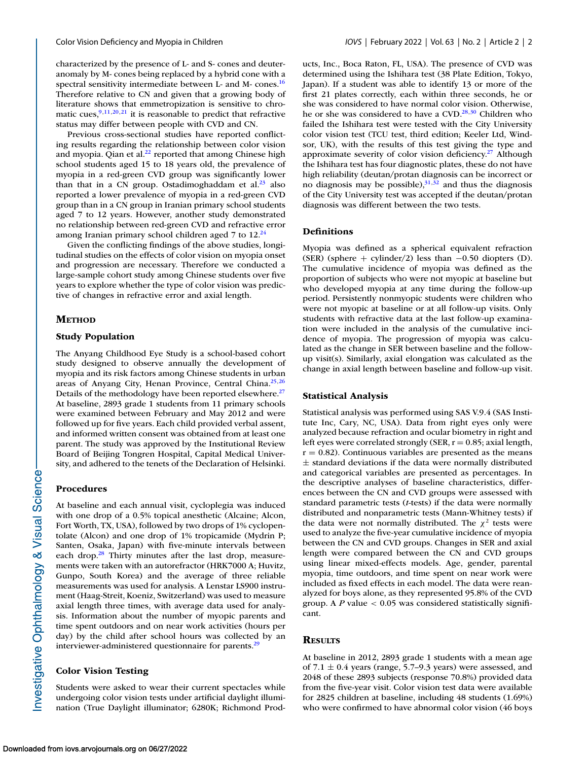characterized by the presence of L- and S- cones and deuteranomaly by M- cones being replaced by a hybrid cone with a spectral sensitivity intermediate between L- and M- cones.[16] Therefore relative to CN and given that a growing body of literature shows that emmetropization is sensitive to chromatic cues,[9,11,20,21] it is reasonable to predict that refractive status may differ between people with CVD and CN.

Previous cross-sectional studies have reported conflicting results regarding the relationship between color vision and myopia. Qian et al.[22] reported that among Chinese high school students aged 15 to 18 years old, the prevalence of myopia in a red-green CVD group was significantly lower than that in a CN group. Ostadimoghaddam et al.[23] also reported a lower prevalence of myopia in a red-green CVD group than in a CN group in Iranian primary school students aged 7 to 12 years. However, another study demonstrated no relationship between red-green CVD and refractive error among Iranian primary school children aged 7 to 12.[24]

Given the conflicting findings of the above studies, longitudinal studies on the effects of color vision on myopia onset and progression are necessary. Therefore we conducted a large-sample cohort study among Chinese students over five years to explore whether the type of color vision was predictive of changes in refractive error and axial length.

## Method

### Study Population

The Anyang Childhood Eye Study is a school-based cohort study designed to observe annually the development of myopia and its risk factors among Chinese students in urban areas of Anyang City, Henan Province, Central China.[25,26] Details of the methodology have been reported elsewhere.[27] At baseline, 2893 grade 1 students from 11 primary schools were examined between February and May 2012 and were followed up for five years. Each child provided verbal assent, and informed written consent was obtained from at least one parent. The study was approved by the Institutional Review Board of Beijing Tongren Hospital, Capital Medical University, and adhered to the tenets of the Declaration of Helsinki.

### Procedures

At baseline and each annual visit, cycloplegia was induced with one drop of a 0.5% topical anesthetic (Alcaine; Alcon, Fort Worth, TX, USA), followed by two drops of 1% cyclopentolate (Alcon) and one drop of 1% tropicamide (Mydrin P; Santen, Osaka, Japan) with five-minute intervals between each drop.[28] Thirty minutes after the last drop, measurements were taken with an autorefractor (HRK7000 A; Huvitz, Gunpo, South Korea) and the average of three reliable measurements was used for analysis. A Lenstar LS900 instrument (Haag-Streit, Koeniz, Switzerland) was used to measure axial length three times, with average data used for analysis. Information about the number of myopic parents and time spent outdoors and on near work activities (hours per day) by the child after school hours was collected by an interviewer-administered questionnaire for parents.[29]

### Color Vision Testing

Students were asked to wear their current spectacles while undergoing color vision tests under artificial daylight illumination (True Daylight illuminator; 6280K; Richmond Products, Inc., Boca Raton, FL, USA). The presence of CVD was determined using the Ishihara test (38 Plate Edition, Tokyo, Japan). If a student was able to identify 13 or more of the first 21 plates correctly, each within three seconds, he or she was considered to have normal color vision. Otherwise, he or she was considered to have a CVD.[28,30] Children who failed the Ishihara test were tested with the City University color vision test (TCU test, third edition; Keeler Ltd, Windsor, UK), with the results of this test giving the type and approximate severity of color vision deficiency.[27] Although the Ishihara test has four diagnostic plates, these do not have high reliability (deutan/protan diagnosis can be incorrect or no diagnosis may be possible),[31,32] and thus the diagnosis of the City University test was accepted if the deutan/protan diagnosis was different between the two tests.

### Definitions

Myopia was defined as a spherical equivalent refraction (SER) (sphere + cylinder/2) less than −0.50 diopters (D). The cumulative incidence of myopia was defined as the proportion of subjects who were not myopic at baseline but who developed myopia at any time during the follow-up period. Persistently nonmyopic students were children who were not myopic at baseline or at all follow-up visits. Only students with refractive data at the last follow-up examination were included in the analysis of the cumulative incidence of myopia. The progression of myopia was calculated as the change in SER between baseline and the follow-up visit(s). Similarly, axial elongation was calculated as the change in axial length between baseline and follow-up visit.

### Statistical Analysis

Statistical analysis was performed using SAS V.9.4 (SAS Institute Inc, Cary, NC, USA). Data from right eyes only were analyzed because refraction and ocular biometry in right and left eyes were correlated strongly (SER, $r = 0.85$; axial length, $r = 0.82$). Continuous variables are presented as the means ± standard deviations if the data were normally distributed and categorical variables are presented as percentages. In the descriptive analyses of baseline characteristics, differences between the CN and CVD groups were assessed with standard parametric tests (*t*-tests) if the data were normally distributed and nonparametric tests (Mann-Whitney tests) if the data were not normally distributed. The $\chi^2$ tests were used to analyze the five-year cumulative incidence of myopia between the CN and CVD groups. Changes in SER and axial length were compared between the CN and CVD groups using linear mixed-effects models. Age, gender, parental myopia, time outdoors, and time spent on near work were included as fixed effects in each model. The data were reanalyzed for boys alone, as they represented 95.8% of the CVD group. A $P$ value $< 0.05$ was considered statistically significant.

## Results

At baseline in 2012, 2893 grade 1 students with a mean age of 7.1 ± 0.4 years (range, 5.7–9.3 years) were assessed, and 2048 of these 2893 subjects (response 70.8%) provided data from the five-year visit. Color vision test data were available for 2825 children at baseline, including 48 students (1.69%) who were confirmed to have abnormal color vision (46 boys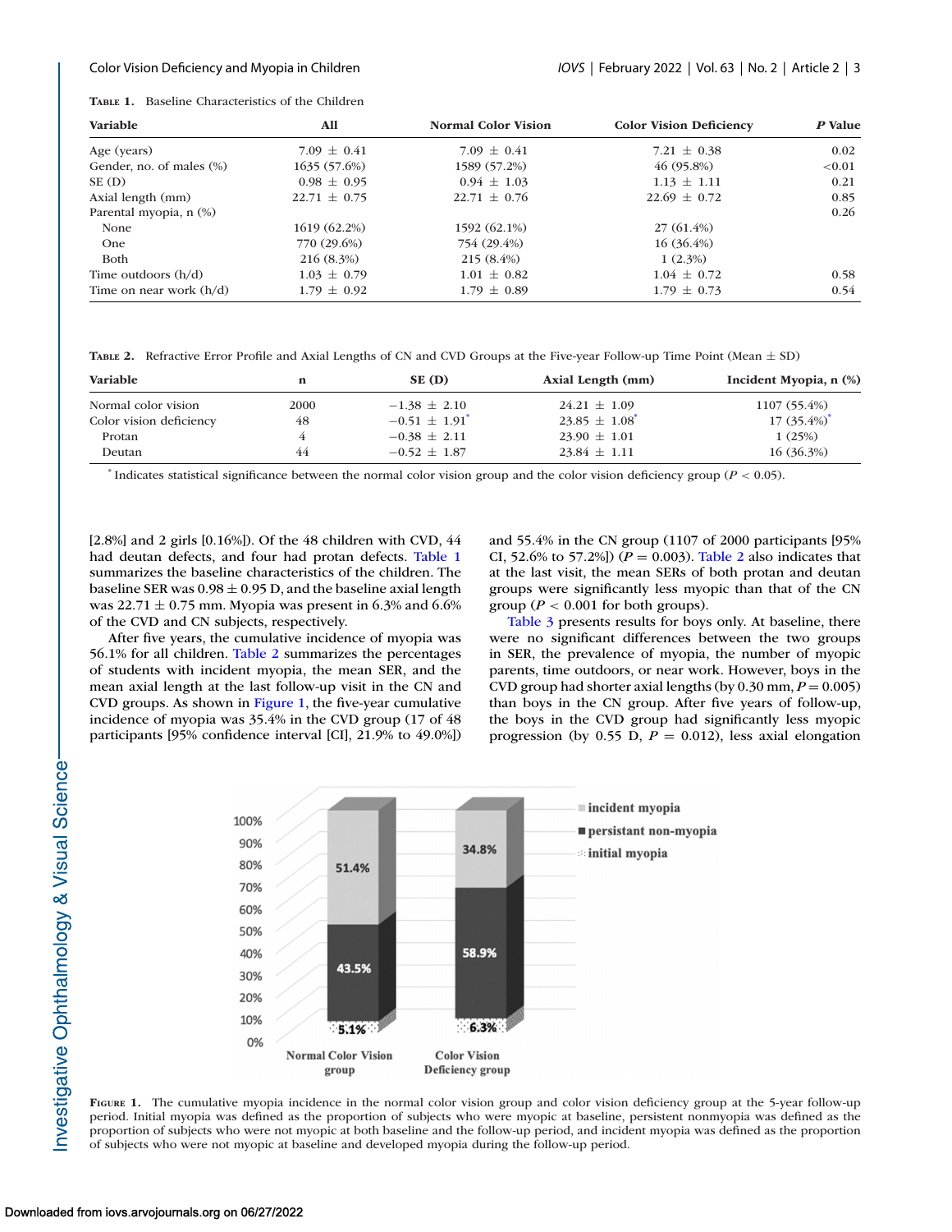**Table 1.** Baseline Characteristics of the Children

| Variable | All | Normal Color Vision | Color Vision Deficiency | *P* Value |
|---|---|---|---|---|
| Age (years) | 7.09 ± 0.41 | 7.09 ± 0.41 | 7.21 ± 0.38 | 0.02 |
| Gender, no. of males (%) | 1635 (57.6%) | 1589 (57.2%) | 46 (95.8%) | <0.01 |
| SE (D) | 0.98 ± 0.95 | 0.94 ± 1.03 | 1.13 ± 1.11 | 0.21 |
| Axial length (mm) | 22.71 ± 0.75 | 22.71 ± 0.76 | 22.69 ± 0.72 | 0.85 |
| Parental myopia, n (%) | | | | 0.26 |
| None | 1619 (62.2%) | 1592 (62.1%) | 27 (61.4%) | |
| One | 770 (29.6%) | 754 (29.4%) | 16 (36.4%) | |
| Both | 216 (8.3%) | 215 (8.4%) | 1 (2.3%) | |
| Time outdoors (h/d) | 1.03 ± 0.79 | 1.01 ± 0.82 | 1.04 ± 0.72 | 0.58 |
| Time on near work (h/d) | 1.79 ± 0.92 | 1.79 ± 0.89 | 1.79 ± 0.73 | 0.54 |

**Table 2.** Refractive Error Profile and Axial Lengths of CN and CVD Groups at the Five-year Follow-up Time Point (Mean ± SD)

| Variable | n | SE (D) | Axial Length (mm) | Incident Myopia, n (%) |
|---|---|---|---|---|
| Normal color vision | 2000 | −1.38 ± 2.10 | 24.21 ± 1.09 | 1107 (55.4%) |
| Color vision deficiency | 48 | −0.51 ± 1.91* | 23.85 ± 1.08* | 17 (35.4%)* |
| Protan | 4 | −0.38 ± 2.11 | 23.90 ± 1.01 | 1 (25%) |
| Deutan | 44 | −0.52 ± 1.87 | 23.84 ± 1.11 | 16 (36.3%) |

* Indicates statistical significance between the normal color vision group and the color vision deficiency group ($P < 0.05$).

[2.8%] and 2 girls [0.16%]). Of the 48 children with CVD, 44 had deutan defects, and four had protan defects. Table 1 summarizes the baseline characteristics of the children. The baseline SER was 0.98 ± 0.95 D, and the baseline axial length was 22.71 ± 0.75 mm. Myopia was present in 6.3% and 6.6% of the CVD and CN subjects, respectively.

After five years, the cumulative incidence of myopia was 56.1% for all children. Table 2 summarizes the percentages of students with incident myopia, the mean SER, and the mean axial length at the last follow-up visit in the CN and CVD groups. As shown in Figure 1, the five-year cumulative incidence of myopia was 35.4% in the CVD group (17 of 48 participants [95% confidence interval [CI], 21.9% to 49.0%]) and 55.4% in the CN group (1107 of 2000 participants [95% CI, 52.6% to 57.2%]) ($P = 0.003$). Table 2 also indicates that at the last visit, the mean SERs of both protan and deutan groups were significantly less myopic than that of the CN group ($P < 0.001$ for both groups).

Table 3 presents results for boys only. At baseline, there were no significant differences between the two groups in SER, the prevalence of myopia, the number of myopic parents, time outdoors, or near work. However, boys in the CVD group had shorter axial lengths (by 0.30 mm, $P = 0.005$) than boys in the CN group. After five years of follow-up, the boys in the CVD group had significantly less myopic progression (by 0.55 D, $P = 0.012$), less axial elongation

**Figure 1.** The cumulative myopia incidence in the normal color vision group and color vision deficiency group at the 5-year follow-up period. Initial myopia was defined as the proportion of subjects who were myopic at baseline, persistent nonmyopia was defined as the proportion of subjects who were not myopic at both baseline and the follow-up period, and incident myopia was defined as the proportion of subjects who were not myopic at baseline and developed myopia during the follow-up period.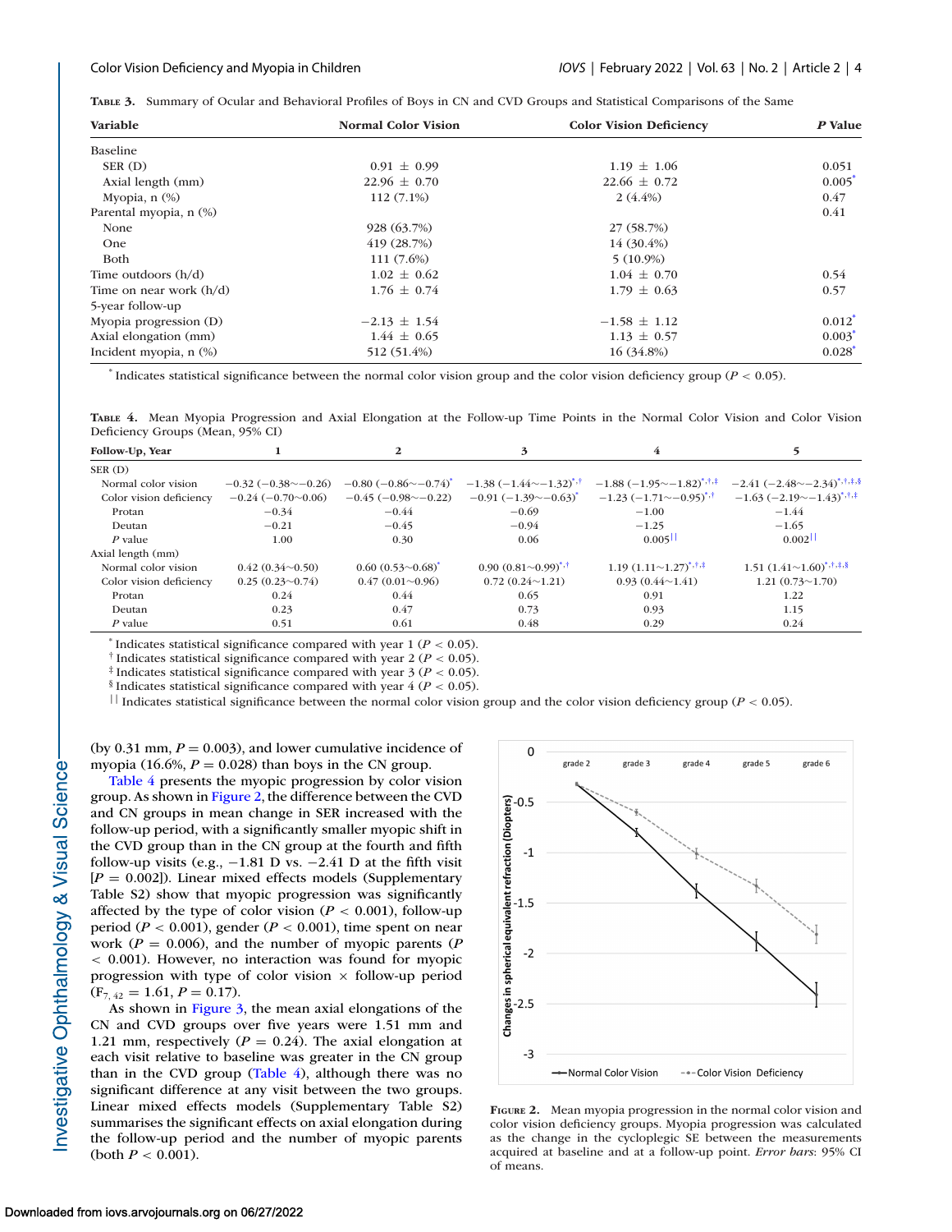**Table 3.** Summary of Ocular and Behavioral Profiles of Boys in CN and CVD Groups and Statistical Comparisons of the Same

| Variable | Normal Color Vision | Color Vision Deficiency | P Value |
|---|---|---|---|
| Baseline | | | |
| SER (D) | 0.91 ± 0.99 | 1.19 ± 1.06 | 0.051 |
| Axial length (mm) | 22.96 ± 0.70 | 22.66 ± 0.72 | 0.005* |
| Myopia, n (%) | 112 (7.1%) | 2 (4.4%) | 0.47 |
| Parental myopia, n (%) | | | 0.41 |
| None | 928 (63.7%) | 27 (58.7%) | |
| One | 419 (28.7%) | 14 (30.4%) | |
| Both | 111 (7.6%) | 5 (10.9%) | |
| Time outdoors (h/d) | 1.02 ± 0.62 | 1.04 ± 0.70 | 0.54 |
| Time on near work (h/d) | 1.76 ± 0.74 | 1.79 ± 0.63 | 0.57 |
| 5-year follow-up | | | |
| Myopia progression (D) | −2.13 ± 1.54 | −1.58 ± 1.12 | 0.012* |
| Axial elongation (mm) | 1.44 ± 0.65 | 1.13 ± 0.57 | 0.003* |
| Incident myopia, n (%) | 512 (51.4%) | 16 (34.8%) | 0.028* |

\* Indicates statistical significance between the normal color vision group and the color vision deficiency group ($P < 0.05$).

**Table 4.** Mean Myopia Progression and Axial Elongation at the Follow-up Time Points in the Normal Color Vision and Color Vision Deficiency Groups (Mean, 95% CI)

| Follow-Up, Year | 1 | 2 | 3 | 4 | 5 |
|---|---|---|---|---|---|
| SER (D) | | | | | |
| Normal color vision | −0.32 (−0.38∼−0.26) | −0.80 (−0.86∼−0.74)* | −1.38 (−1.44∼−1.32)*,† | −1.88 (−1.95∼−1.82)*,†,‡ | −2.41 (−2.48∼−2.34)*,†,‡,§ |
| Color vision deficiency | −0.24 (−0.70∼0.06) | −0.45 (−0.98∼−0.22) | −0.91 (−1.39∼−0.63)* | −1.23 (−1.71∼−0.95)*,† | −1.63 (−2.19∼−1.43)*,†,‡ |
| Protan | −0.34 | −0.44 | −0.69 | −1.00 | −1.44 |
| Deutan | −0.21 | −0.45 | −0.94 | −1.25 | −1.65 |
| P value | 1.00 | 0.30 | 0.06 | 0.005‖ | 0.002‖ |
| Axial length (mm) | | | | | |
| Normal color vision | 0.42 (0.34∼0.50) | 0.60 (0.53∼0.68)* | 0.90 (0.81∼0.99)*,† | 1.19 (1.11∼1.27)*,†,‡ | 1.51 (1.41∼1.60)*,†,‡,§ |
| Color vision deficiency | 0.25 (0.23∼0.74) | 0.47 (0.01∼0.96) | 0.72 (0.24∼1.21) | 0.93 (0.44∼1.41) | 1.21 (0.73∼1.70) |
| Protan | 0.24 | 0.44 | 0.65 | 0.91 | 1.22 |
| Deutan | 0.23 | 0.47 | 0.73 | 0.93 | 1.15 |
| P value | 0.51 | 0.61 | 0.48 | 0.29 | 0.24 |

\* Indicates statistical significance compared with year 1 ($P < 0.05$).
† Indicates statistical significance compared with year 2 ($P < 0.05$).
‡ Indicates statistical significance compared with year 3 ($P < 0.05$).
§ Indicates statistical significance compared with year 4 ($P < 0.05$).
‖ Indicates statistical significance between the normal color vision group and the color vision deficiency group ($P < 0.05$).

(by 0.31 mm, $P = 0.003$), and lower cumulative incidence of myopia (16.6%, $P = 0.028$) than boys in the CN group.

Table 4 presents the myopic progression by color vision group. As shown in Figure 2, the difference between the CVD and CN groups in mean change in SER increased with the follow-up period, with a significantly smaller myopic shift in the CVD group than in the CN group at the fourth and fifth follow-up visits (e.g., −1.81 D vs. −2.41 D at the fifth visit [$P = 0.002$]). Linear mixed effects models (Supplementary Table S2) show that myopic progression was significantly affected by the type of color vision ($P < 0.001$), follow-up period ($P < 0.001$), gender ($P < 0.001$), time spent on near work ($P = 0.006$), and the number of myopic parents ($P < 0.001$). However, no interaction was found for myopic progression with type of color vision × follow-up period ($F_{7, 42} = 1.61$, $P = 0.17$).

As shown in Figure 3, the mean axial elongations of the CN and CVD groups over five years were 1.51 mm and 1.21 mm, respectively ($P = 0.24$). The axial elongation at each visit relative to baseline was greater in the CN group than in the CVD group (Table 4), although there was no significant difference at any visit between the two groups. Linear mixed effects models (Supplementary Table S2) summarises the significant effects on axial elongation during the follow-up period and the number of myopic parents (both $P < 0.001$).

**Figure 2.** Mean myopia progression in the normal color vision and color vision deficiency groups. Myopia progression was calculated as the change in the cycloplegic SE between the measurements acquired at baseline and at a follow-up point. *Error bars*: 95% CI of means.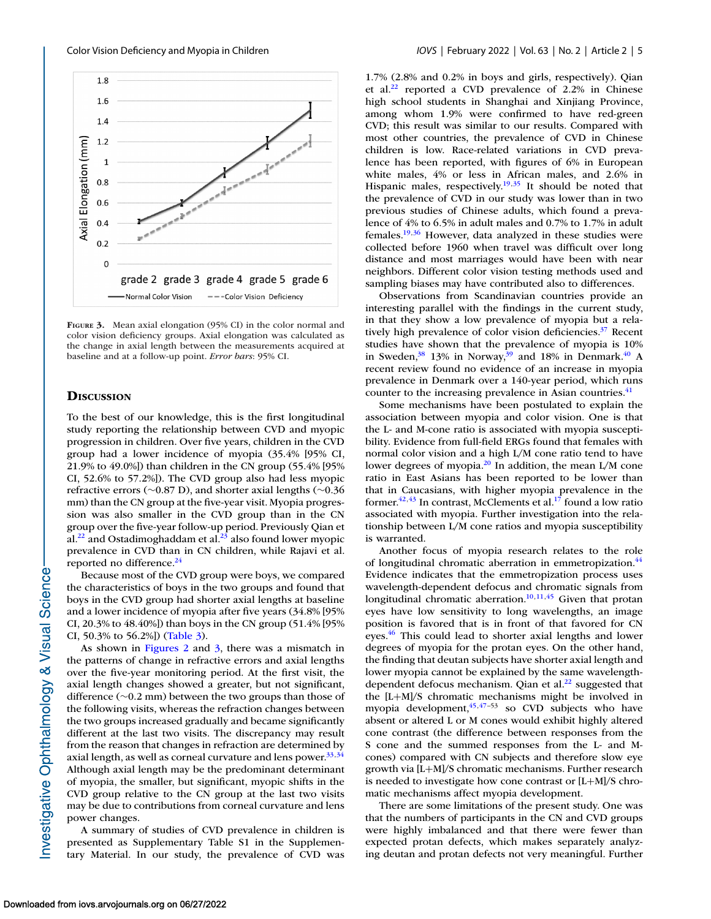FIGURE 3. Mean axial elongation (95% CI) in the color normal and color vision deficiency groups. Axial elongation was calculated as the change in axial length between the measurements acquired at baseline and at a follow-up point. *Error bars*: 95% CI.

## DISCUSSION

To the best of our knowledge, this is the first longitudinal study reporting the relationship between CVD and myopic progression in children. Over five years, children in the CVD group had a lower incidence of myopia (35.4% [95% CI, 21.9% to 49.0%]) than children in the CN group (55.4% [95% CI, 52.6% to 57.2%]). The CVD group also had less myopic refractive errors (~0.87 D), and shorter axial lengths (~0.36 mm) than the CN group at the five-year visit. Myopia progression was also smaller in the CVD group than in the CN group over the five-year follow-up period. Previously Qian et al.[22] and Ostadimoghaddam et al.[23] also found lower myopic prevalence in CVD than in CN children, while Rajavi et al. reported no difference.[24]

Because most of the CVD group were boys, we compared the characteristics of boys in the two groups and found that boys in the CVD group had shorter axial lengths at baseline and a lower incidence of myopia after five years (34.8% [95% CI, 20.3% to 48.40%]) than boys in the CN group (51.4% [95% CI, 50.3% to 56.2%]) (Table 3).

As shown in Figures 2 and 3, there was a mismatch in the patterns of change in refractive errors and axial lengths over the five-year monitoring period. At the first visit, the axial length changes showed a greater, but not significant, difference (~0.2 mm) between the two groups than those of the following visits, whereas the refraction changes between the two groups increased gradually and became significantly different at the last two visits. The discrepancy may result from the reason that changes in refraction are determined by axial length, as well as corneal curvature and lens power.[33,34] Although axial length may be the predominant determinant of myopia, the smaller, but significant, myopic shifts in the CVD group relative to the CN group at the last two visits may be due to contributions from corneal curvature and lens power changes.

A summary of studies of CVD prevalence in children is presented as Supplementary Table S1 in the Supplementary Material. In our study, the prevalence of CVD was 1.7% (2.8% and 0.2% in boys and girls, respectively). Qian et al.[22] reported a CVD prevalence of 2.2% in Chinese high school students in Shanghai and Xinjiang Province, among whom 1.9% were confirmed to have red-green CVD; this result was similar to our results. Compared with most other countries, the prevalence of CVD in Chinese children is low. Race-related variations in CVD prevalence has been reported, with figures of 6% in European white males, 4% or less in African males, and 2.6% in Hispanic males, respectively.[19,35] It should be noted that the prevalence of CVD in our study was lower than in two previous studies of Chinese adults, which found a prevalence of 4% to 6.5% in adult males and 0.7% to 1.7% in adult females.[19,36] However, data analyzed in these studies were collected before 1960 when travel was difficult over long distance and most marriages would have been with near neighbors. Different color vision testing methods used and sampling biases may have contributed also to differences.

Observations from Scandinavian countries provide an interesting parallel with the findings in the current study, in that they show a low prevalence of myopia but a relatively high prevalence of color vision deficiencies.[37] Recent studies have shown that the prevalence of myopia is 10% in Sweden,[38] 13% in Norway,[39] and 18% in Denmark.[40] A recent review found no evidence of an increase in myopia prevalence in Denmark over a 140-year period, which runs counter to the increasing prevalence in Asian countries.[41]

Some mechanisms have been postulated to explain the association between myopia and color vision. One is that the L- and M-cone ratio is associated with myopia susceptibility. Evidence from full-field ERGs found that females with normal color vision and a high L/M cone ratio tend to have lower degrees of myopia.[20] In addition, the mean L/M cone ratio in East Asians has been reported to be lower than that in Caucasians, with higher myopia prevalence in the former.[42,43] In contrast, McClements et al.[17] found a low ratio associated with myopia. Further investigation into the relationship between L/M cone ratios and myopia susceptibility is warranted.

Another focus of myopia research relates to the role of longitudinal chromatic aberration in emmetropization.[44] Evidence indicates that the emmetropization process uses wavelength-dependent defocus and chromatic signals from longitudinal chromatic aberration.[10,11,45] Given that protan eyes have low sensitivity to long wavelengths, an image position is favored that is in front of that favored for CN eyes.[46] This could lead to shorter axial lengths and lower degrees of myopia for the protan eyes. On the other hand, the finding that deutan subjects have shorter axial length and lower myopia cannot be explained by the same wavelength-dependent defocus mechanism. Qian et al.[22] suggested that the [L+M]/S chromatic mechanisms might be involved in myopia development,[45,47–53] so CVD subjects who have absent or altered L or M cones would exhibit highly altered cone contrast (the difference between responses from the S cone and the summed responses from the L- and M-cones) compared with CN subjects and therefore slow eye growth via [L+M]/S chromatic mechanisms. Further research is needed to investigate how cone contrast or [L+M]/S chromatic mechanisms affect myopia development.

There are some limitations of the present study. One was that the numbers of participants in the CN and CVD groups were highly imbalanced and that there were fewer than expected protan defects, which makes separately analyzing deutan and protan defects not very meaningful. Further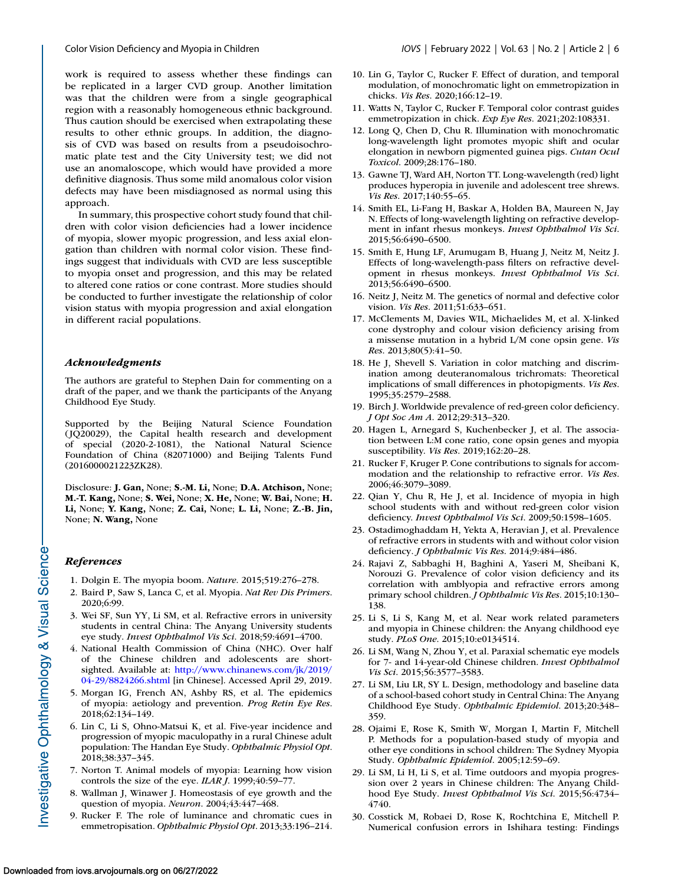work is required to assess whether these findings can be replicated in a larger CVD group. Another limitation was that the children were from a single geographical region with a reasonably homogeneous ethnic background. Thus caution should be exercised when extrapolating these results to other ethnic groups. In addition, the diagnosis of CVD was based on results from a pseudoisochromatic plate test and the City University test; we did not use an anomaloscope, which would have provided a more definitive diagnosis. Thus some mild anomalous color vision defects may have been misdiagnosed as normal using this approach.

In summary, this prospective cohort study found that children with color vision deficiencies had a lower incidence of myopia, slower myopic progression, and less axial elongation than children with normal color vision. These findings suggest that individuals with CVD are less susceptible to myopia onset and progression, and this may be related to altered cone ratios or cone contrast. More studies should be conducted to further investigate the relationship of color vision status with myopia progression and axial elongation in different racial populations.

### *Acknowledgments*

The authors are grateful to Stephen Dain for commenting on a draft of the paper, and we thank the participants of the Anyang Childhood Eye Study.

Supported by the Beijing Natural Science Foundation (JQ20029), the Capital health research and development of special (2020-2-1081), the National Natural Science Foundation of China (82071000) and Beijing Talents Fund (2016000021223ZK28).

Disclosure: **J. Gan,** None; **S.-M. Li,** None; **D.A. Atchison,** None; **M.-T. Kang,** None; **S. Wei,** None; **X. He,** None; **W. Bai,** None; **H. Li,** None; **Y. Kang,** None; **Z. Cai,** None; **L. Li,** None; **Z.-B. Jin,** None; **N. Wang,** None

### *References*

1. Dolgin E. The myopia boom. *Nature.* 2015;519:276–278.
2. Baird P, Saw S, Lanca C, et al. Myopia. *Nat Rev Dis Primers.* 2020;6:99.
3. Wei SF, Sun YY, Li SM, et al. Refractive errors in university students in central China: The Anyang University students eye study. *Invest Ophthalmol Vis Sci.* 2018;59:4691–4700.
4. National Health Commission of China (NHC). Over half of the Chinese children and adolescents are shortsighted. Available at: http://www.chinanews.com/jk/2019/04-29/8824266.shtml [in Chinese]. Accessed April 29, 2019.
5. Morgan IG, French AN, Ashby RS, et al. The epidemics of myopia: aetiology and prevention. *Prog Retin Eye Res.* 2018;62:134–149.
6. Lin C, Li S, Ohno-Matsui K, et al. Five-year incidence and progression of myopic maculopathy in a rural Chinese adult population: The Handan Eye Study. *Ophthalmic Physiol Opt.* 2018;38:337–345.
7. Norton T. Animal models of myopia: Learning how vision controls the size of the eye. *ILAR J.* 1999;40:59–77.
8. Wallman J, Winawer J. Homeostasis of eye growth and the question of myopia. *Neuron.* 2004;43:447–468.
9. Rucker F. The role of luminance and chromatic cues in emmetropisation. *Ophthalmic Physiol Opt.* 2013;33:196–214.
10. Lin G, Taylor C, Rucker F. Effect of duration, and temporal modulation, of monochromatic light on emmetropization in chicks. *Vis Res.* 2020;166:12–19.
11. Watts N, Taylor C, Rucker F. Temporal color contrast guides emmetropization in chick. *Exp Eye Res.* 2021;202:108331.
12. Long Q, Chen D, Chu R. Illumination with monochromatic long-wavelength light promotes myopic shift and ocular elongation in newborn pigmented guinea pigs. *Cutan Ocul Toxicol.* 2009;28:176–180.
13. Gawne TJ, Ward AH, Norton TT. Long-wavelength (red) light produces hyperopia in juvenile and adolescent tree shrews. *Vis Res.* 2017;140:55–65.
14. Smith EL, Li-Fang H, Baskar A, Holden BA, Maureen N, Jay N. Effects of long-wavelength lighting on refractive development in infant rhesus monkeys. *Invest Ophthalmol Vis Sci.* 2015;56:6490–6500.
15. Smith E, Huang LF, Arumugam B, Huang J, Neitz M, Neitz J. Effects of long-wavelength-pass filters on refractive development in rhesus monkeys. *Invest Ophthalmol Vis Sci.* 2013;56:6490–6500.
16. Neitz J, Neitz M. The genetics of normal and defective color vision. *Vis Res.* 2011;51:633–651.
17. McClements M, Davies WIL, Michaelides M, et al. X-linked cone dystrophy and colour vision deficiency arising from a missense mutation in a hybrid L/M cone opsin gene. *Vis Res.* 2013;80(5):41–50.
18. He J, Shevell S. Variation in color matching and discrimination among deuteranomalous trichromats: Theoretical implications of small differences in photopigments. *Vis Res.* 1995;35:2579–2588.
19. Birch J. Worldwide prevalence of red-green color deficiency. *J Opt Soc Am A.* 2012;29:313–320.
20. Hagen L, Arnegard S, Kuchenbecker J, et al. The association between L:M cone ratio, cone opsin genes and myopia susceptibility. *Vis Res.* 2019;162:20–28.
21. Rucker F, Kruger P. Cone contributions to signals for accommodation and the relationship to refractive error. *Vis Res.* 2006;46:3079–3089.
22. Qian Y, Chu R, He J, et al. Incidence of myopia in high school students with and without red-green color vision deficiency. *Invest Ophthalmol Vis Sci.* 2009;50:1598–1605.
23. Ostadimoghaddam H, Yekta A, Heravian J, et al. Prevalence of refractive errors in students with and without color vision deficiency. *J Ophthalmic Vis Res.* 2014;9:484–486.
24. Rajavi Z, Sabbaghi H, Baghini A, Yaseri M, Sheibani K, Norouzi G. Prevalence of color vision deficiency and its correlation with amblyopia and refractive errors among primary school children. *J Ophthalmic Vis Res.* 2015;10:130–138.
25. Li S, Li S, Kang M, et al. Near work related parameters and myopia in Chinese children: the Anyang childhood eye study. *PLoS One.* 2015;10:e0134514.
26. Li SM, Wang N, Zhou Y, et al. Paraxial schematic eye models for 7- and 14-year-old Chinese children. *Invest Ophthalmol Vis Sci.* 2015;56:3577–3583.
27. Li SM, Liu LR, SY L. Design, methodology and baseline data of a school-based cohort study in Central China: The Anyang Childhood Eye Study. *Ophthalmic Epidemiol.* 2013;20:348–359.
28. Ojaimi E, Rose K, Smith W, Morgan I, Martin F, Mitchell P. Methods for a population-based study of myopia and other eye conditions in school children: The Sydney Myopia Study. *Ophthalmic Epidemiol.* 2005;12:59–69.
29. Li SM, Li H, Li S, et al. Time outdoors and myopia progression over 2 years in Chinese children: The Anyang Childhood Eye Study. *Invest Ophthalmol Vis Sci.* 2015;56:4734–4740.
30. Cosstick M, Robaei D, Rose K, Rochtchina E, Mitchell P. Numerical confusion errors in Ishihara testing: Findings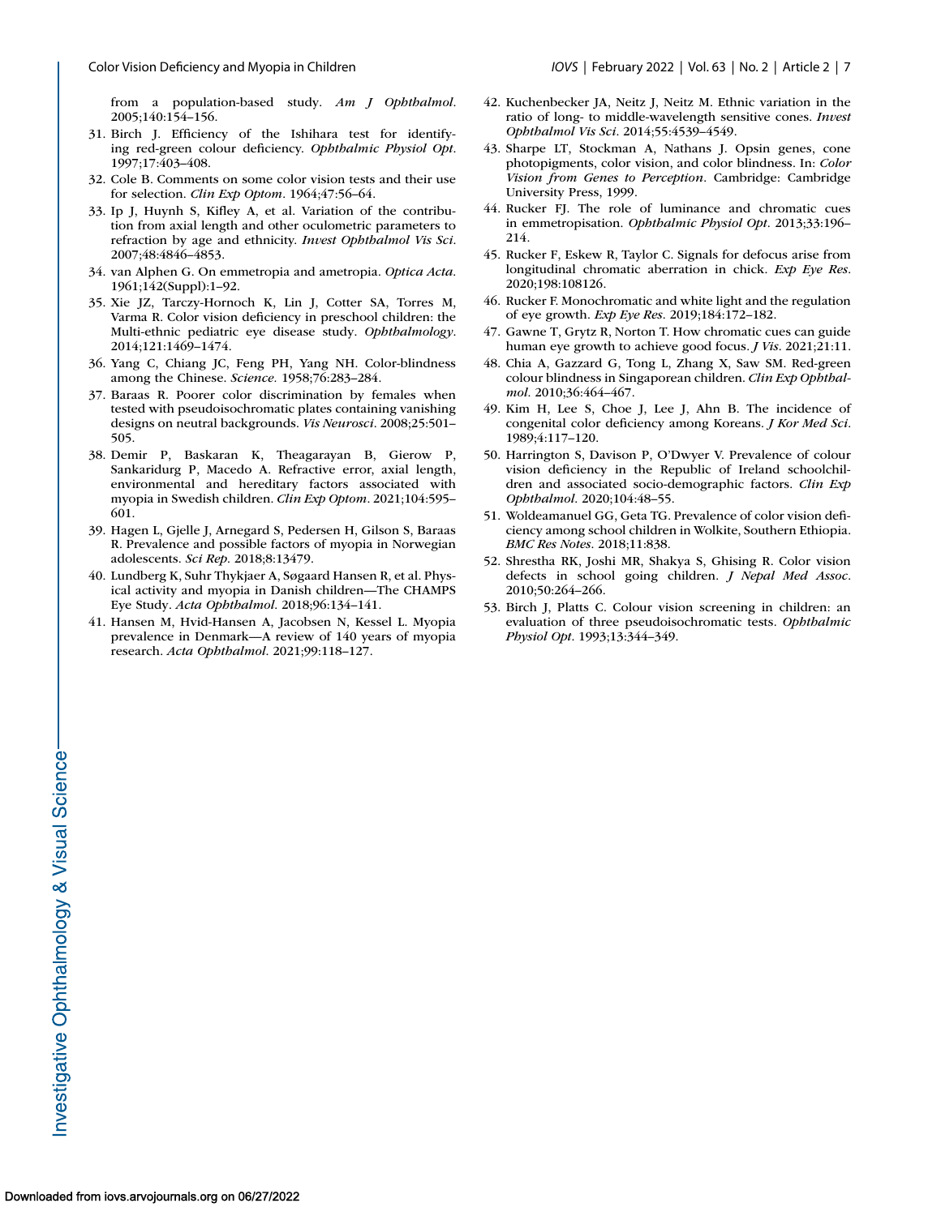from a population-based study. *Am J Ophthalmol*. 2005;140:154–156.

31. Birch J. Efficiency of the Ishihara test for identifying red-green colour deficiency. *Ophthalmic Physiol Opt*. 1997;17:403–408.
32. Cole B. Comments on some color vision tests and their use for selection. *Clin Exp Optom*. 1964;47:56–64.
33. Ip J, Huynh S, Kifley A, et al. Variation of the contribution from axial length and other oculometric parameters to refraction by age and ethnicity. *Invest Ophthalmol Vis Sci*. 2007;48:4846–4853.
34. van Alphen G. On emmetropia and ametropia. *Optica Acta*. 1961;142(Suppl):1–92.
35. Xie JZ, Tarczy-Hornoch K, Lin J, Cotter SA, Torres M, Varma R. Color vision deficiency in preschool children: the Multi-ethnic pediatric eye disease study. *Ophthalmology*. 2014;121:1469–1474.
36. Yang C, Chiang JC, Feng PH, Yang NH. Color-blindness among the Chinese. *Science*. 1958;76:283–284.
37. Baraas R. Poorer color discrimination by females when tested with pseudoisochromatic plates containing vanishing designs on neutral backgrounds. *Vis Neurosci*. 2008;25:501–505.
38. Demir P, Baskaran K, Theagarayan B, Gierow P, Sankaridurg P, Macedo A. Refractive error, axial length, environmental and hereditary factors associated with myopia in Swedish children. *Clin Exp Optom*. 2021;104:595–601.
39. Hagen L, Gjelle J, Arnegard S, Pedersen H, Gilson S, Baraas R. Prevalence and possible factors of myopia in Norwegian adolescents. *Sci Rep*. 2018;8:13479.
40. Lundberg K, Suhr Thykjaer A, Søgaard Hansen R, et al. Physical activity and myopia in Danish children—The CHAMPS Eye Study. *Acta Ophthalmol*. 2018;96:134–141.
41. Hansen M, Hvid-Hansen A, Jacobsen N, Kessel L. Myopia prevalence in Denmark—A review of 140 years of myopia research. *Acta Ophthalmol*. 2021;99:118–127.
42. Kuchenbecker JA, Neitz J, Neitz M. Ethnic variation in the ratio of long- to middle-wavelength sensitive cones. *Invest Ophthalmol Vis Sci*. 2014;55:4539–4549.
43. Sharpe LT, Stockman A, Nathans J. Opsin genes, cone photopigments, color vision, and color blindness. In: *Color Vision from Genes to Perception*. Cambridge: Cambridge University Press, 1999.
44. Rucker FJ. The role of luminance and chromatic cues in emmetropisation. *Ophthalmic Physiol Opt*. 2013;33:196–214.
45. Rucker F, Eskew R, Taylor C. Signals for defocus arise from longitudinal chromatic aberration in chick. *Exp Eye Res*. 2020;198:108126.
46. Rucker F. Monochromatic and white light and the regulation of eye growth. *Exp Eye Res*. 2019;184:172–182.
47. Gawne T, Grytz R, Norton T. How chromatic cues can guide human eye growth to achieve good focus. *J Vis*. 2021;21:11.
48. Chia A, Gazzard G, Tong L, Zhang X, Saw SM. Red-green colour blindness in Singaporean children. *Clin Exp Ophthalmol*. 2010;36:464–467.
49. Kim H, Lee S, Choe J, Lee J, Ahn B. The incidence of congenital color deficiency among Koreans. *J Kor Med Sci*. 1989;4:117–120.
50. Harrington S, Davison P, O'Dwyer V. Prevalence of colour vision deficiency in the Republic of Ireland schoolchildren and associated socio-demographic factors. *Clin Exp Ophthalmol*. 2020;104:48–55.
51. Woldeamanuel GG, Geta TG. Prevalence of color vision deficiency among school children in Wolkite, Southern Ethiopia. *BMC Res Notes*. 2018;11:838.
52. Shrestha RK, Joshi MR, Shakya S, Ghising R. Color vision defects in school going children. *J Nepal Med Assoc*. 2010;50:264–266.
53. Birch J, Platts C. Colour vision screening in children: an evaluation of three pseudoisochromatic tests. *Ophthalmic Physiol Opt*. 1993;13:344–349.